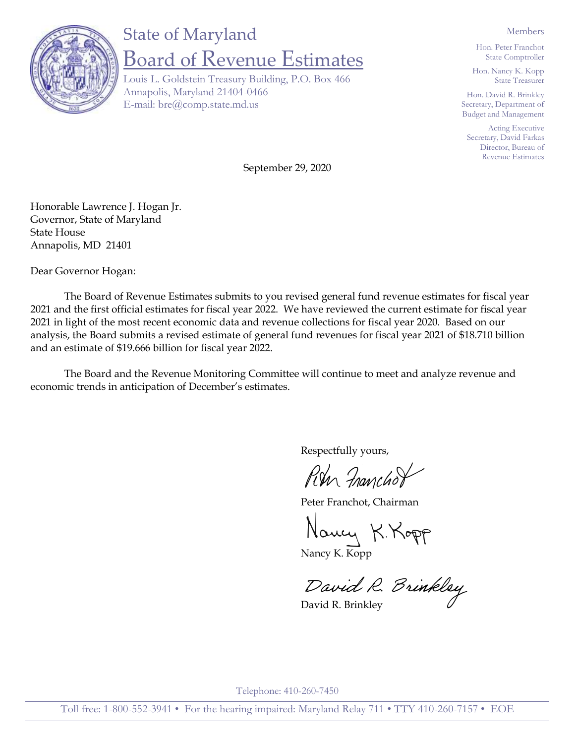# State of Maryland
## Board of Revenue Estimates

Louis L. Goldstein Treasury Building, P.O. Box 466
Annapolis, Maryland 21404-0466
E-mail: bre@comp.state.md.us

Members

Hon. Peter Franchot
State Comptroller

Hon. Nancy K. Kopp
State Treasurer

Hon. David R. Brinkley
Secretary, Department of Budget and Management

Acting Executive Secretary, David Farkas
Director, Bureau of Revenue Estimates

September 29, 2020

Honorable Lawrence J. Hogan Jr.
Governor, State of Maryland
State House
Annapolis, MD 21401

Dear Governor Hogan:

The Board of Revenue Estimates submits to you revised general fund revenue estimates for fiscal year 2021 and the first official estimates for fiscal year 2022. We have reviewed the current estimate for fiscal year 2021 in light of the most recent economic data and revenue collections for fiscal year 2020. Based on our analysis, the Board submits a revised estimate of general fund revenues for fiscal year 2021 of $18.710 billion and an estimate of $19.666 billion for fiscal year 2022.

The Board and the Revenue Monitoring Committee will continue to meet and analyze revenue and economic trends in anticipation of December's estimates.

Respectfully yours,

Peter Franchot, Chairman

Nancy K. Kopp

David R. Brinkley

Telephone: 410-260-7450

Toll free: 1-800-552-3941 • For the hearing impaired: Maryland Relay 711 • TTY 410-260-7157 • EOE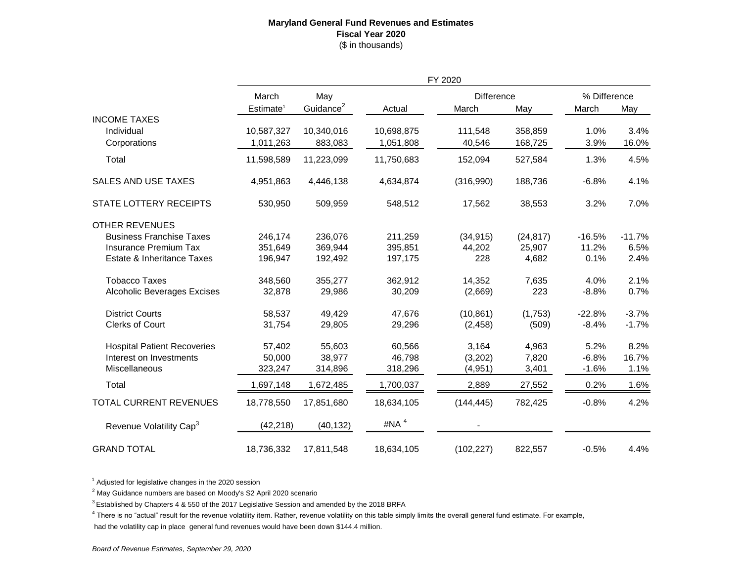**Maryland General Fund Revenues and Estimates**
**Fiscal Year 2020**
($ in thousands)

| | FY 2020 | | | | | | |
|---|---|---|---|---|---|---|---|
| | March | May | | Difference | | % Difference | |
| | Estimate[1] | Guidance[2] | Actual | March | May | March | May |
| **INCOME TAXES** | | | | | | | |
| Individual | 10,587,327 | 10,340,016 | 10,698,875 | 111,548 | 358,859 | 1.0% | 3.4% |
| Corporations | 1,011,263 | 883,083 | 1,051,808 | 40,546 | 168,725 | 3.9% | 16.0% |
| Total | 11,598,589 | 11,223,099 | 11,750,683 | 152,094 | 527,584 | 1.3% | 4.5% |
| SALES AND USE TAXES | 4,951,863 | 4,446,138 | 4,634,874 | (316,990) | 188,736 | -6.8% | 4.1% |
| STATE LOTTERY RECEIPTS | 530,950 | 509,959 | 548,512 | 17,562 | 38,553 | 3.2% | 7.0% |
| **OTHER REVENUES** | | | | | | | |
| Business Franchise Taxes | 246,174 | 236,076 | 211,259 | (34,915) | (24,817) | -16.5% | -11.7% |
| Insurance Premium Tax | 351,649 | 369,944 | 395,851 | 44,202 | 25,907 | 11.2% | 6.5% |
| Estate & Inheritance Taxes | 196,947 | 192,492 | 197,175 | 228 | 4,682 | 0.1% | 2.4% |
| Tobacco Taxes | 348,560 | 355,277 | 362,912 | 14,352 | 7,635 | 4.0% | 2.1% |
| Alcoholic Beverages Excises | 32,878 | 29,986 | 30,209 | (2,669) | 223 | -8.8% | 0.7% |
| District Courts | 58,537 | 49,429 | 47,676 | (10,861) | (1,753) | -22.8% | -3.7% |
| Clerks of Court | 31,754 | 29,805 | 29,296 | (2,458) | (509) | -8.4% | -1.7% |
| Hospital Patient Recoveries | 57,402 | 55,603 | 60,566 | 3,164 | 4,963 | 5.2% | 8.2% |
| Interest on Investments | 50,000 | 38,977 | 46,798 | (3,202) | 7,820 | -6.8% | 16.7% |
| Miscellaneous | 323,247 | 314,896 | 318,296 | (4,951) | 3,401 | -1.6% | 1.1% |
| Total | 1,697,148 | 1,672,485 | 1,700,037 | 2,889 | 27,552 | 0.2% | 1.6% |
| TOTAL CURRENT REVENUES | 18,778,550 | 17,851,680 | 18,634,105 | (144,445) | 782,425 | -0.8% | 4.2% |
| Revenue Volatility Cap[3] | (42,218) | (40,132) | #NA[4] | - | | | |
| GRAND TOTAL | 18,736,332 | 17,811,548 | 18,634,105 | (102,227) | 822,557 | -0.5% | 4.4% |

[1] Adjusted for legislative changes in the 2020 session

[2] May Guidance numbers are based on Moody's S2 April 2020 scenario

[3] Established by Chapters 4 & 550 of the 2017 Legislative Session and amended by the 2018 BRFA

[4] There is no "actual" result for the revenue volatility item. Rather, revenue volatility on this table simply limits the overall general fund estimate. For example, had the volatility cap in place general fund revenues would have been down $144.4 million.

*Board of Revenue Estimates, September 29, 2020*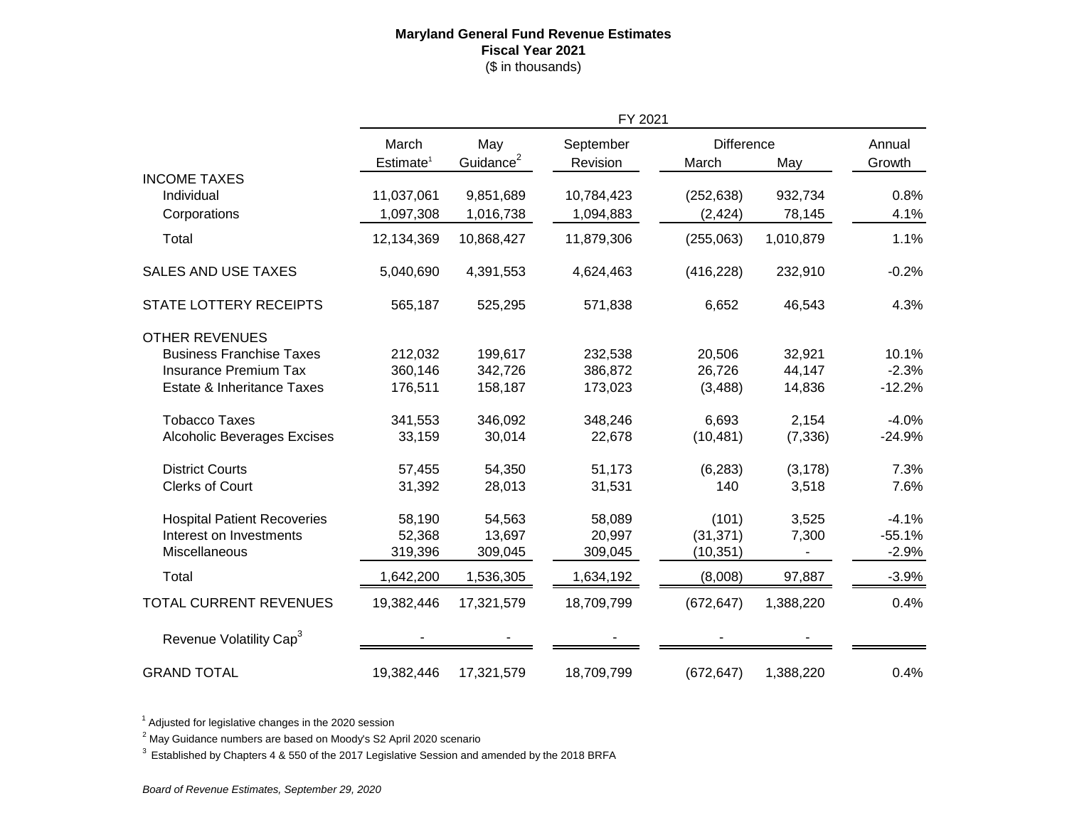**Maryland General Fund Revenue Estimates**
**Fiscal Year 2021**
($ in thousands)

| | FY 2021 | | | | | |
|---|---|---|---|---|---|---|
| | March Estimate[1] | May Guidance[2] | September Revision | Difference March | Difference May | Annual Growth |
| INCOME TAXES | | | | | | |
| Individual | 11,037,061 | 9,851,689 | 10,784,423 | (252,638) | 932,734 | 0.8% |
| Corporations | 1,097,308 | 1,016,738 | 1,094,883 | (2,424) | 78,145 | 4.1% |
| Total | 12,134,369 | 10,868,427 | 11,879,306 | (255,063) | 1,010,879 | 1.1% |
| SALES AND USE TAXES | 5,040,690 | 4,391,553 | 4,624,463 | (416,228) | 232,910 | -0.2% |
| STATE LOTTERY RECEIPTS | 565,187 | 525,295 | 571,838 | 6,652 | 46,543 | 4.3% |
| OTHER REVENUES | | | | | | |
| Business Franchise Taxes | 212,032 | 199,617 | 232,538 | 20,506 | 32,921 | 10.1% |
| Insurance Premium Tax | 360,146 | 342,726 | 386,872 | 26,726 | 44,147 | -2.3% |
| Estate & Inheritance Taxes | 176,511 | 158,187 | 173,023 | (3,488) | 14,836 | -12.2% |
| Tobacco Taxes | 341,553 | 346,092 | 348,246 | 6,693 | 2,154 | -4.0% |
| Alcoholic Beverages Excises | 33,159 | 30,014 | 22,678 | (10,481) | (7,336) | -24.9% |
| District Courts | 57,455 | 54,350 | 51,173 | (6,283) | (3,178) | 7.3% |
| Clerks of Court | 31,392 | 28,013 | 31,531 | 140 | 3,518 | 7.6% |
| Hospital Patient Recoveries | 58,190 | 54,563 | 58,089 | (101) | 3,525 | -4.1% |
| Interest on Investments | 52,368 | 13,697 | 20,997 | (31,371) | 7,300 | -55.1% |
| Miscellaneous | 319,396 | 309,045 | 309,045 | (10,351) | - | -2.9% |
| Total | 1,642,200 | 1,536,305 | 1,634,192 | (8,008) | 97,887 | -3.9% |
| TOTAL CURRENT REVENUES | 19,382,446 | 17,321,579 | 18,709,799 | (672,647) | 1,388,220 | 0.4% |
| Revenue Volatility Cap[3] | - | - | - | - | - | |
| GRAND TOTAL | 19,382,446 | 17,321,579 | 18,709,799 | (672,647) | 1,388,220 | 0.4% |

[1] Adjusted for legislative changes in the 2020 session

[2] May Guidance numbers are based on Moody's S2 April 2020 scenario

[3] Established by Chapters 4 & 550 of the 2017 Legislative Session and amended by the 2018 BRFA

*Board of Revenue Estimates, September 29, 2020*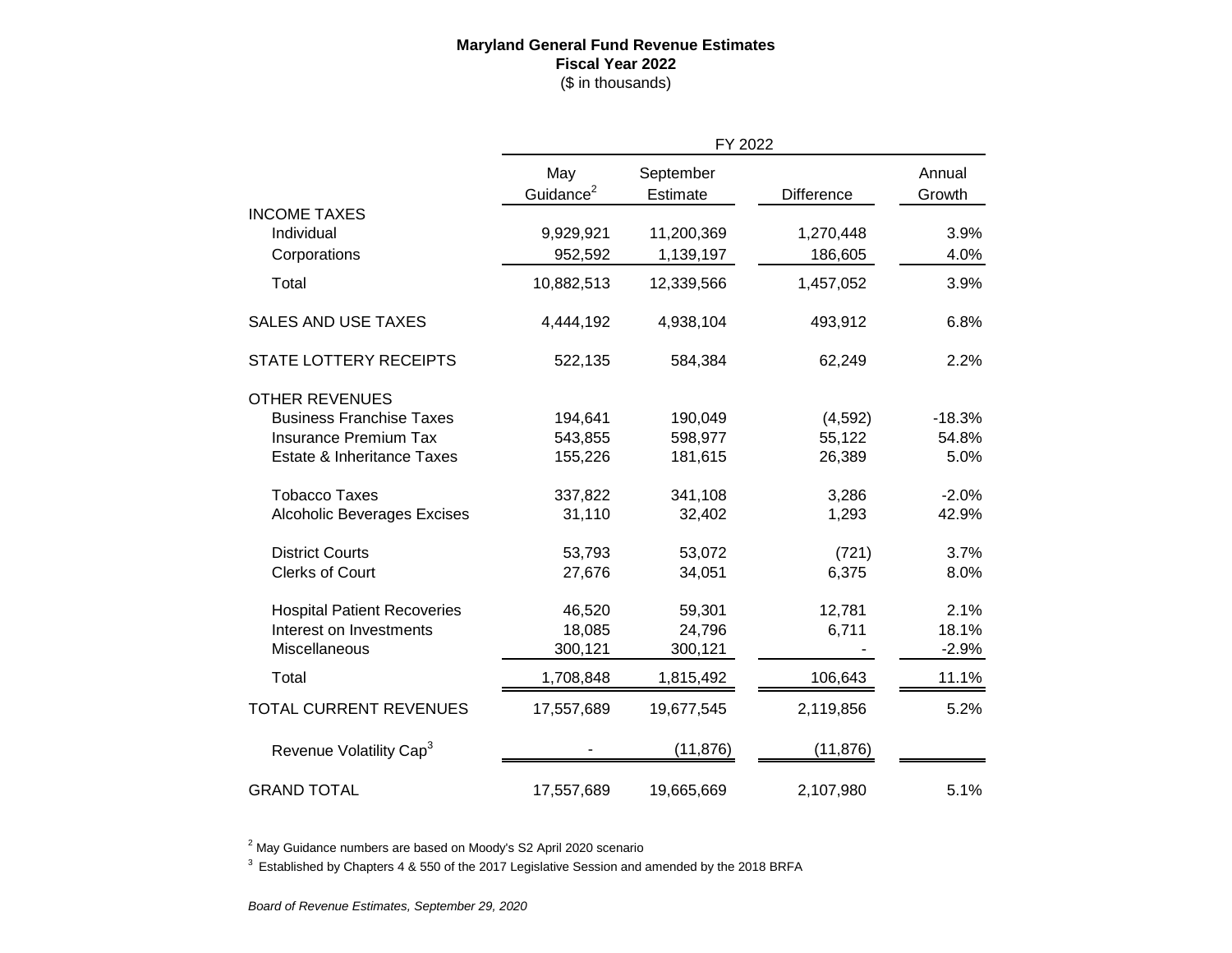**Maryland General Fund Revenue Estimates**
**Fiscal Year 2022**
($ in thousands)

| | FY 2022 | | | |
|---|---|---|---|---|
| | May Guidance[2] | September Estimate | Difference | Annual Growth |
| INCOME TAXES | | | | |
| Individual | 9,929,921 | 11,200,369 | 1,270,448 | 3.9% |
| Corporations | 952,592 | 1,139,197 | 186,605 | 4.0% |
| Total | 10,882,513 | 12,339,566 | 1,457,052 | 3.9% |
| SALES AND USE TAXES | 4,444,192 | 4,938,104 | 493,912 | 6.8% |
| STATE LOTTERY RECEIPTS | 522,135 | 584,384 | 62,249 | 2.2% |
| OTHER REVENUES | | | | |
| Business Franchise Taxes | 194,641 | 190,049 | (4,592) | -18.3% |
| Insurance Premium Tax | 543,855 | 598,977 | 55,122 | 54.8% |
| Estate & Inheritance Taxes | 155,226 | 181,615 | 26,389 | 5.0% |
| Tobacco Taxes | 337,822 | 341,108 | 3,286 | -2.0% |
| Alcoholic Beverages Excises | 31,110 | 32,402 | 1,293 | 42.9% |
| District Courts | 53,793 | 53,072 | (721) | 3.7% |
| Clerks of Court | 27,676 | 34,051 | 6,375 | 8.0% |
| Hospital Patient Recoveries | 46,520 | 59,301 | 12,781 | 2.1% |
| Interest on Investments | 18,085 | 24,796 | 6,711 | 18.1% |
| Miscellaneous | 300,121 | 300,121 | - | -2.9% |
| Total | 1,708,848 | 1,815,492 | 106,643 | 11.1% |
| TOTAL CURRENT REVENUES | 17,557,689 | 19,677,545 | 2,119,856 | 5.2% |
| Revenue Volatility Cap[3] | - | (11,876) | (11,876) | |
| GRAND TOTAL | 17,557,689 | 19,665,669 | 2,107,980 | 5.1% |

[2] May Guidance numbers are based on Moody's S2 April 2020 scenario

[3] Established by Chapters 4 & 550 of the 2017 Legislative Session and amended by the 2018 BRFA

*Board of Revenue Estimates, September 29, 2020*